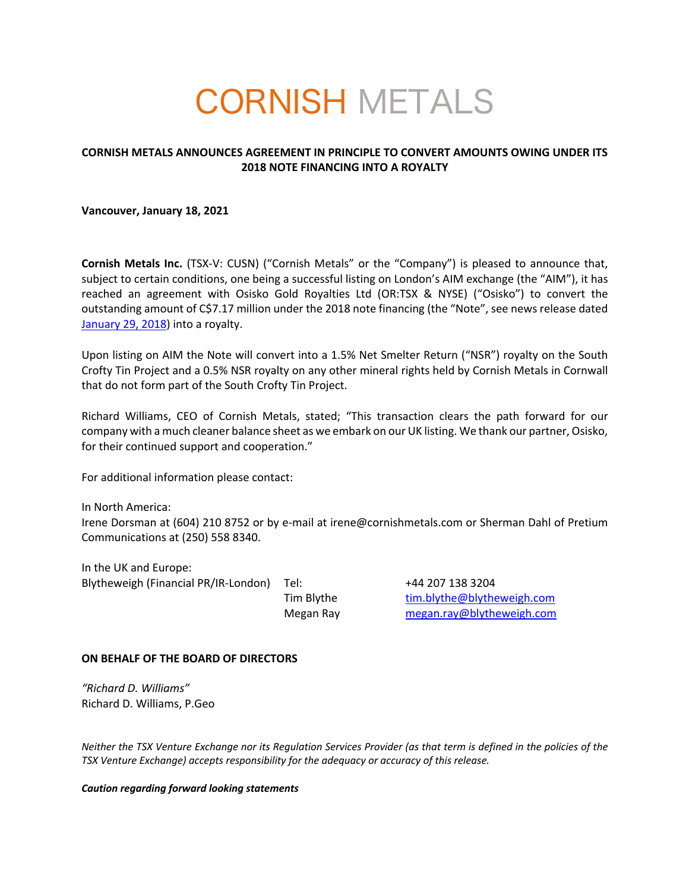# CORNISH METALS

**CORNISH METALS ANNOUNCES AGREEMENT IN PRINCIPLE TO CONVERT AMOUNTS OWING UNDER ITS 2018 NOTE FINANCING INTO A ROYALTY**

**Vancouver, January 18, 2021**

**Cornish Metals Inc.** (TSX-V: CUSN) ("Cornish Metals" or the "Company") is pleased to announce that, subject to certain conditions, one being a successful listing on London's AIM exchange (the "AIM"), it has reached an agreement with Osisko Gold Royalties Ltd (OR:TSX & NYSE) ("Osisko") to convert the outstanding amount of C$7.17 million under the 2018 note financing (the "Note", see news release dated January 29, 2018) into a royalty.

Upon listing on AIM the Note will convert into a 1.5% Net Smelter Return ("NSR") royalty on the South Crofty Tin Project and a 0.5% NSR royalty on any other mineral rights held by Cornish Metals in Cornwall that do not form part of the South Crofty Tin Project.

Richard Williams, CEO of Cornish Metals, stated; "This transaction clears the path forward for our company with a much cleaner balance sheet as we embark on our UK listing. We thank our partner, Osisko, for their continued support and cooperation."

For additional information please contact:

In North America:
Irene Dorsman at (604) 210 8752 or by e-mail at irene@cornishmetals.com or Sherman Dahl of Pretium Communications at (250) 558 8340.

In the UK and Europe:

| | | |
|---|---|---|
| Blytheweigh (Financial PR/IR-London) | Tel: | +44 207 138 3204 |
| | Tim Blythe | tim.blythe@blytheweigh.com |
| | Megan Ray | megan.ray@blytheweigh.com |

**ON BEHALF OF THE BOARD OF DIRECTORS**

*"Richard D. Williams"*
Richard D. Williams, P.Geo

*Neither the TSX Venture Exchange nor its Regulation Services Provider (as that term is defined in the policies of the TSX Venture Exchange) accepts responsibility for the adequacy or accuracy of this release.*

***Caution regarding forward looking statements***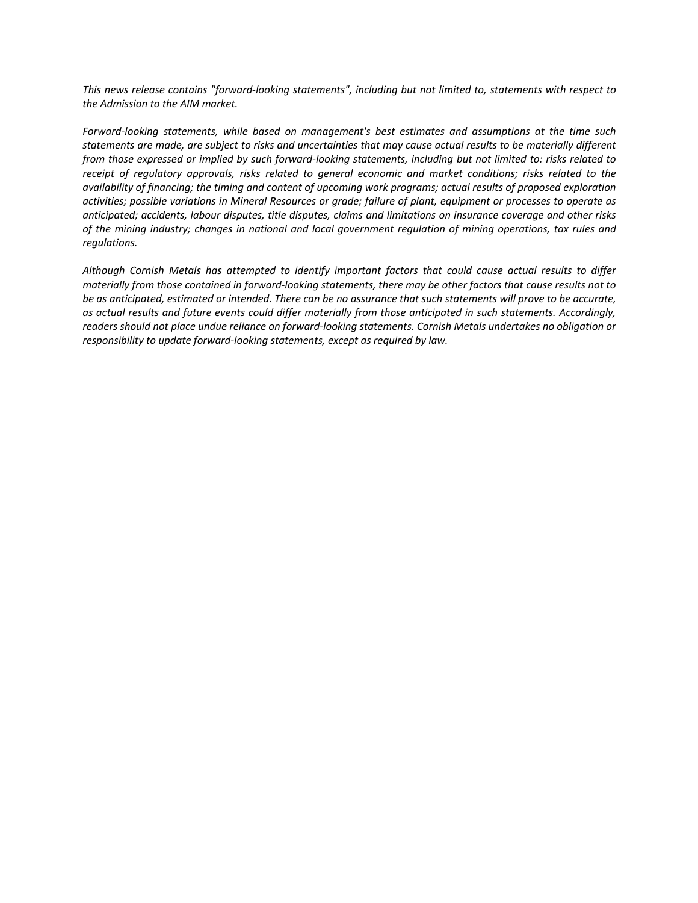*This news release contains "forward-looking statements", including but not limited to, statements with respect to the Admission to the AIM market.*

*Forward-looking statements, while based on management's best estimates and assumptions at the time such statements are made, are subject to risks and uncertainties that may cause actual results to be materially different from those expressed or implied by such forward-looking statements, including but not limited to: risks related to receipt of regulatory approvals, risks related to general economic and market conditions; risks related to the availability of financing; the timing and content of upcoming work programs; actual results of proposed exploration activities; possible variations in Mineral Resources or grade; failure of plant, equipment or processes to operate as anticipated; accidents, labour disputes, title disputes, claims and limitations on insurance coverage and other risks of the mining industry; changes in national and local government regulation of mining operations, tax rules and regulations.*

*Although Cornish Metals has attempted to identify important factors that could cause actual results to differ materially from those contained in forward-looking statements, there may be other factors that cause results not to be as anticipated, estimated or intended. There can be no assurance that such statements will prove to be accurate, as actual results and future events could differ materially from those anticipated in such statements. Accordingly, readers should not place undue reliance on forward-looking statements. Cornish Metals undertakes no obligation or responsibility to update forward-looking statements, except as required by law.*